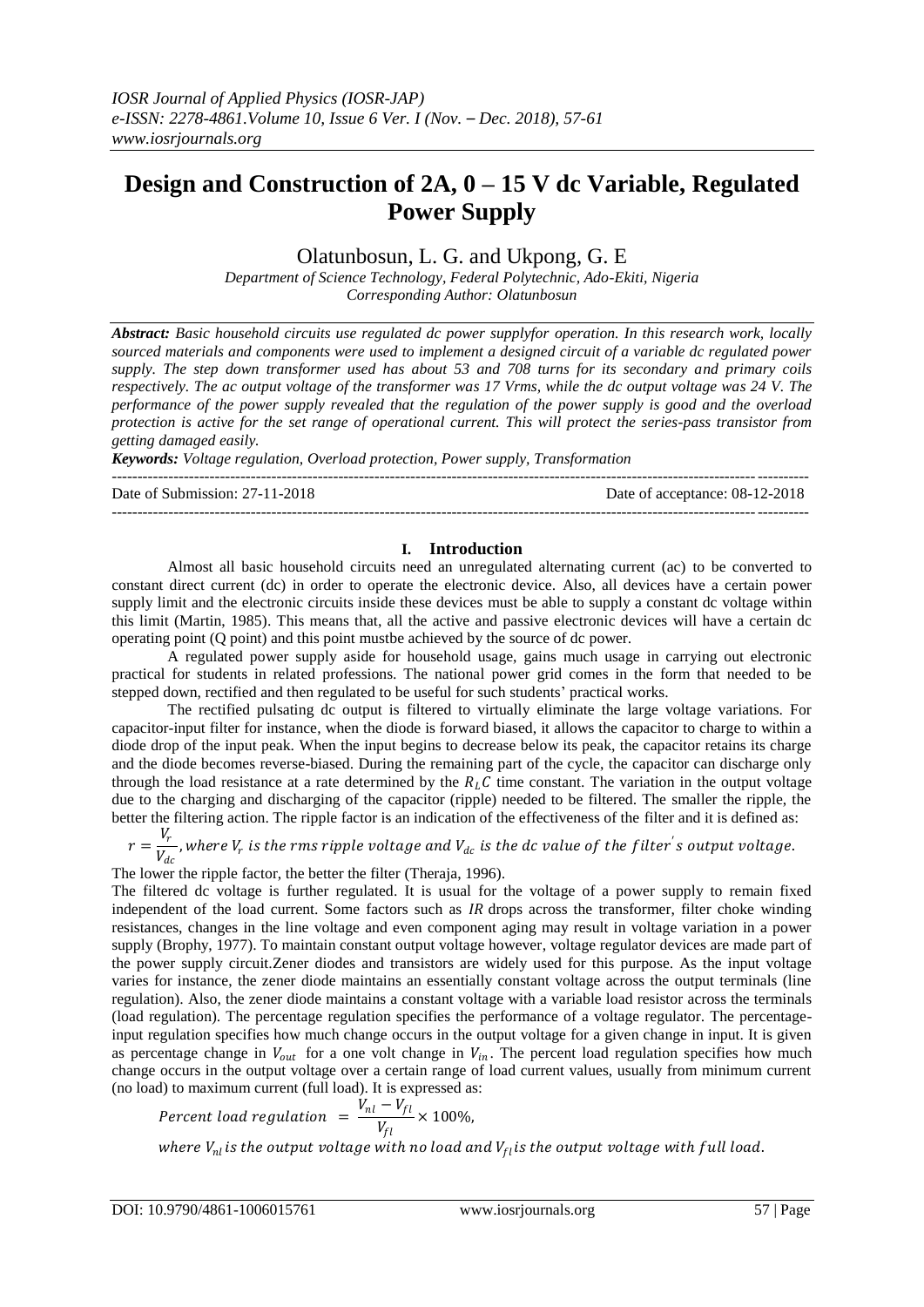# Design and Construction of 2A, 0 – 15 V dc Variable, Regulated Power Supply

Olatunbosun, L. G. and Ukpong, G. E

*Department of Science Technology, Federal Polytechnic, Ado-Ekiti, Nigeria*
*Corresponding Author: Olatunbosun*

***Abstract:*** *Basic household circuits use regulated dc power supplyfor operation. In this research work, locally sourced materials and components were used to implement a designed circuit of a variable dc regulated power supply. The step down transformer used has about 53 and 708 turns for its secondary and primary coils respectively. The ac output voltage of the transformer was 17 Vrms, while the dc output voltage was 24 V. The performance of the power supply revealed that the regulation of the power supply is good and the overload protection is active for the set range of operational current. This will protect the series-pass transistor from getting damaged easily.*

***Keywords:*** *Voltage regulation, Overload protection, Power supply, Transformation*

---

Date of Submission: 27-11-2018 Date of acceptance: 08-12-2018

---

## I. Introduction

Almost all basic household circuits need an unregulated alternating current (ac) to be converted to constant direct current (dc) in order to operate the electronic device. Also, all devices have a certain power supply limit and the electronic circuits inside these devices must be able to supply a constant dc voltage within this limit (Martin, 1985). This means that, all the active and passive electronic devices will have a certain dc operating point (Q point) and this point mustbe achieved by the source of dc power.

A regulated power supply aside for household usage, gains much usage in carrying out electronic practical for students in related professions. The national power grid comes in the form that needed to be stepped down, rectified and then regulated to be useful for such students' practical works.

The rectified pulsating dc output is filtered to virtually eliminate the large voltage variations. For capacitor-input filter for instance, when the diode is forward biased, it allows the capacitor to charge to within a diode drop of the input peak. When the input begins to decrease below its peak, the capacitor retains its charge and the diode becomes reverse-biased. During the remaining part of the cycle, the capacitor can discharge only through the load resistance at a rate determined by the $R_L C$ time constant. The variation in the output voltage due to the charging and discharging of the capacitor (ripple) needed to be filtered. The smaller the ripple, the better the filtering action. The ripple factor is an indication of the effectiveness of the filter and it is defined as:

$$r = \frac{V_r}{V_{dc}}, \text{where } V_r \text{ is the rms ripple voltage and } V_{dc} \text{ is the dc value of the filter's output voltage.}$$

The lower the ripple factor, the better the filter (Theraja, 1996).

The filtered dc voltage is further regulated. It is usual for the voltage of a power supply to remain fixed independent of the load current. Some factors such as *IR* drops across the transformer, filter choke winding resistances, changes in the line voltage and even component aging may result in voltage variation in a power supply (Brophy, 1977). To maintain constant output voltage however, voltage regulator devices are made part of the power supply circuit.Zener diodes and transistors are widely used for this purpose. As the input voltage varies for instance, the zener diode maintains an essentially constant voltage across the output terminals (line regulation). Also, the zener diode maintains a constant voltage with a variable load resistor across the terminals (load regulation). The percentage regulation specifies the performance of a voltage regulator. The percentage-input regulation specifies how much change occurs in the output voltage for a given change in input. It is given as percentage change in $V_{out}$ for a one volt change in $V_{in}$. The percent load regulation specifies how much change occurs in the output voltage over a certain range of load current values, usually from minimum current (no load) to maximum current (full load). It is expressed as:

$$\text{Percent load regulation } = \frac{V_{nl} - V_{fl}}{V_{fl}} \times 100\%,$$

where $V_{nl}$ is the output voltage with no load and $V_{fl}$ is the output voltage with full load.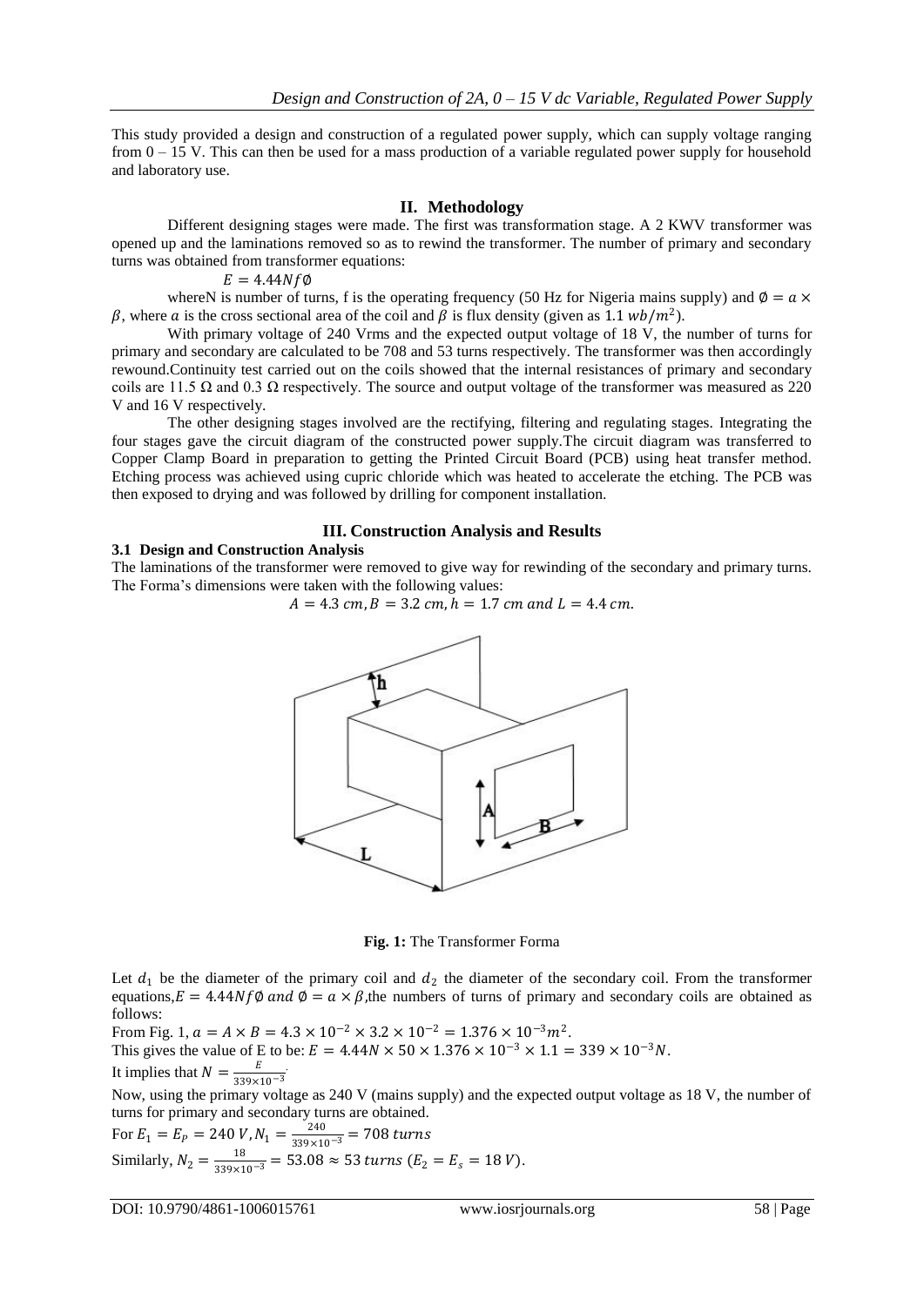This study provided a design and construction of a regulated power supply, which can supply voltage ranging from 0 – 15 V. This can then be used for a mass production of a variable regulated power supply for household and laboratory use.

## II. Methodology

Different designing stages were made. The first was transformation stage. A 2 KWV transformer was opened up and the laminations removed so as to rewind the transformer. The number of primary and secondary turns was obtained from transformer equations:

$$E = 4.44Nf\emptyset$$

whereN is number of turns, f is the operating frequency (50 Hz for Nigeria mains supply) and $\emptyset = a \times \beta$, where $a$ is the cross sectional area of the coil and $\beta$ is flux density (given as $1.1\ wb/m^2$).

With primary voltage of 240 Vrms and the expected output voltage of 18 V, the number of turns for primary and secondary are calculated to be 708 and 53 turns respectively. The transformer was then accordingly rewound.Continuity test carried out on the coils showed that the internal resistances of primary and secondary coils are 11.5 Ω and 0.3 Ω respectively. The source and output voltage of the transformer was measured as 220 V and 16 V respectively.

The other designing stages involved are the rectifying, filtering and regulating stages. Integrating the four stages gave the circuit diagram of the constructed power supply.The circuit diagram was transferred to Copper Clamp Board in preparation to getting the Printed Circuit Board (PCB) using heat transfer method. Etching process was achieved using cupric chloride which was heated to accelerate the etching. The PCB was then exposed to drying and was followed by drilling for component installation.

## III. Construction Analysis and Results

### 3.1 Design and Construction Analysis

The laminations of the transformer were removed to give way for rewinding of the secondary and primary turns. The Forma's dimensions were taken with the following values:

$$A = 4.3\ cm, B = 3.2\ cm, h = 1.7\ cm\ and\ L = 4.4\ cm.$$

**Fig. 1:** The Transformer Forma

Let $d_1$ be the diameter of the primary coil and $d_2$ the diameter of the secondary coil. From the transformer equations,$E = 4.44Nf\emptyset\ and\ \emptyset = a \times \beta$,the numbers of turns of primary and secondary coils are obtained as follows:

From Fig. 1, $a = A \times B = 4.3 \times 10^{-2} \times 3.2 \times 10^{-2} = 1.376 \times 10^{-3} m^2$.

This gives the value of E to be: $E = 4.44N \times 50 \times 1.376 \times 10^{-3} \times 1.1 = 339 \times 10^{-3} N$.

It implies that $N = \frac{E}{339 \times 10^{-3}}$.

Now, using the primary voltage as 240 V (mains supply) and the expected output voltage as 18 V, the number of turns for primary and secondary turns are obtained.

For $E_1 = E_P = 240\ V, N_1 = \frac{240}{339 \times 10^{-3}} = 708\ turns$

Similarly, $N_2 = \frac{18}{339 \times 10^{-3}} = 53.08 \approx 53\ turns\ (E_2 = E_s = 18\ V)$.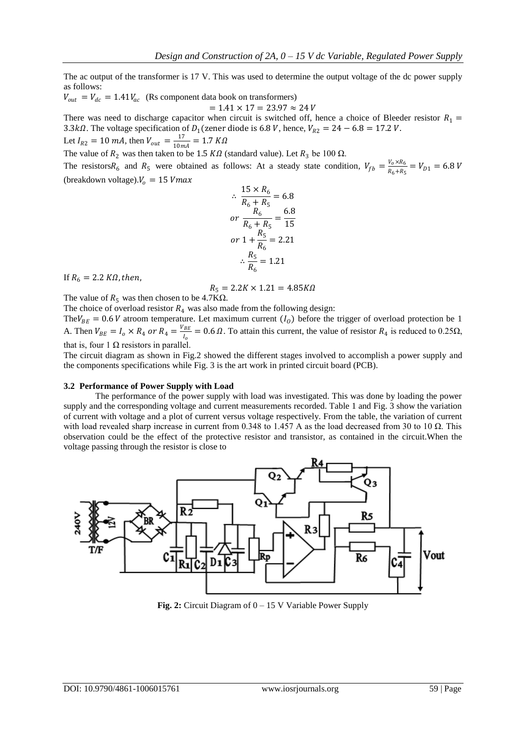The ac output of the transformer is 17 V. This was used to determine the output voltage of the dc power supply as follows:

$V_{out} = V_{dc} = 1.41V_{ac}$ (Rs component data book on transformers)

$$= 1.41 \times 17 = 23.97 \approx 24\,V$$

There was need to discharge capacitor when circuit is switched off, hence a choice of Bleeder resistor $R_1 = 3.3k\Omega$. The voltage specification of $D_1$(zener diode is 6.8 $V$, hence, $V_{R2} = 24 - 6.8 = 17.2\,V$.

Let $I_{R2} = 10\,mA$, then $V_{out} = \frac{17}{10mA} = 1.7\,K\Omega$

The value of $R_2$ was then taken to be 1.5 $K\Omega$ (standard value). Let $R_3$ be 100 Ω.

The resistors$R_6$ and $R_5$ were obtained as follows: At a steady state condition, $V_{fb} = \frac{V_o \times R_6}{R_6 + R_5} = V_{D1} = 6.8\,V$ (breakdown voltage).$V_o = 15\,Vmax$

$$\therefore \frac{15 \times R_6}{R_6 + R_5} = 6.8$$

$$or\ \frac{R_6}{R_6 + R_5} = \frac{6.8}{15}$$

$$or\ 1 + \frac{R_5}{R_6} = 2.21$$

$$\therefore \frac{R_5}{R_6} = 1.21$$

If $R_6 = 2.2\,K\Omega, then,$

$$R_5 = 2.2K \times 1.21 = 4.85K\Omega$$

The value of $R_5$ was then chosen to be 4.7KΩ.

The choice of overload resistor $R_4$ was also made from the following design:

The$V_{BE} = 0.6\,V$ atroom temperature. Let maximum current ($I_O$) before the trigger of overload protection be 1 A. Then $V_{BE} = I_o \times R_4$ $or$ $R_4 = \frac{V_{BE}}{I_o} = 0.6\,\Omega$. To attain this current, the value of resistor $R_4$ is reduced to 0.25Ω, that is, four 1 Ω resistors in parallel.

The circuit diagram as shown in Fig.2 showed the different stages involved to accomplish a power supply and the components specifications while Fig. 3 is the art work in printed circuit board (PCB).

### 3.2 Performance of Power Supply with Load

The performance of the power supply with load was investigated. This was done by loading the power supply and the corresponding voltage and current measurements recorded. Table 1 and Fig. 3 show the variation of current with voltage and a plot of current versus voltage respectively. From the table, the variation of current with load revealed sharp increase in current from 0.348 to 1.457 A as the load decreased from 30 to 10 Ω. This observation could be the effect of the protective resistor and transistor, as contained in the circuit.When the voltage passing through the resistor is close to

**Fig. 2:** Circuit Diagram of 0 – 15 V Variable Power Supply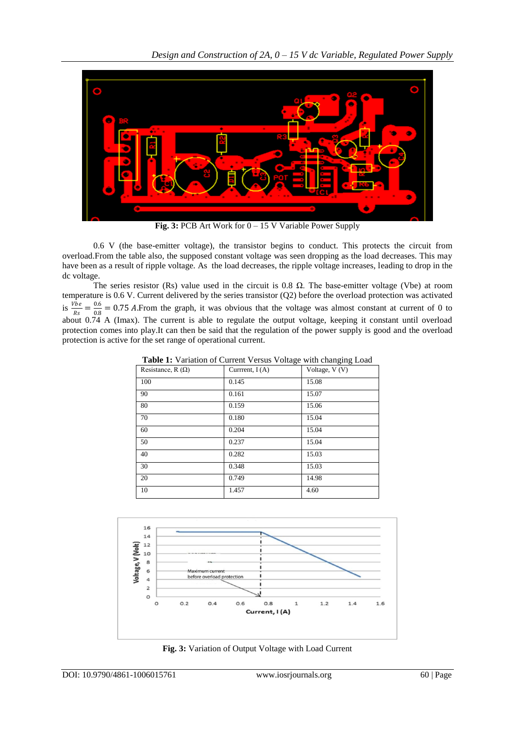**Fig. 3:** PCB Art Work for 0 – 15 V Variable Power Supply

0.6 V (the base-emitter voltage), the transistor begins to conduct. This protects the circuit from overload.From the table also, the supposed constant voltage was seen dropping as the load decreases. This may have been as a result of ripple voltage. As the load decreases, the ripple voltage increases, leading to drop in the dc voltage.

The series resistor (Rs) value used in the circuit is 0.8 Ω. The base-emitter voltage (Vbe) at room temperature is 0.6 V. Current delivered by the series transistor (Q2) before the overload protection was activated is $\frac{Vbe}{Rs} = \frac{0.6}{0.8} = 0.75\ A$.From the graph, it was obvious that the voltage was almost constant at current of 0 to about 0.74 A (Imax). The current is able to regulate the output voltage, keeping it constant until overload protection comes into play.It can then be said that the regulation of the power supply is good and the overload protection is active for the set range of operational current.

**Table 1:** Variation of Current Versus Voltage with changing Load

| Resistance, R (Ω) | Currrent, I (A) | Voltage, V (V) |
|---|---|---|
| 100 | 0.145 | 15.08 |
| 90 | 0.161 | 15.07 |
| 80 | 0.159 | 15.06 |
| 70 | 0.180 | 15.04 |
| 60 | 0.204 | 15.04 |
| 50 | 0.237 | 15.04 |
| 40 | 0.282 | 15.03 |
| 30 | 0.348 | 15.03 |
| 20 | 0.749 | 14.98 |
| 10 | 1.457 | 4.60 |

**Fig. 3:** Variation of Output Voltage with Load Current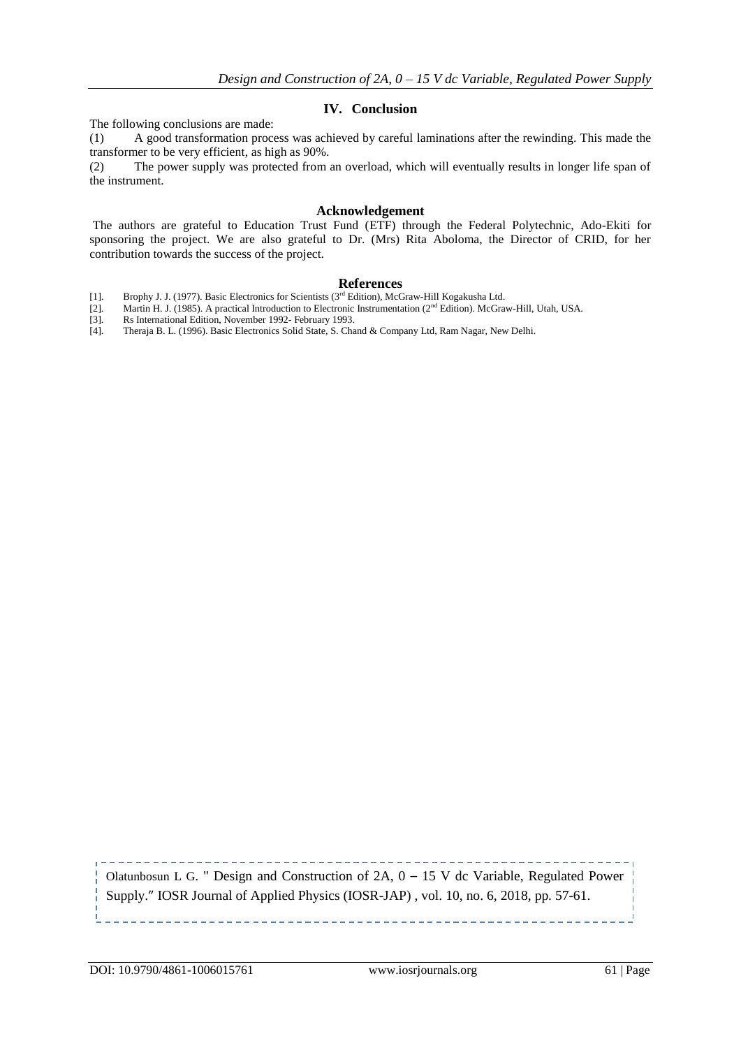## IV. Conclusion

The following conclusions are made:

(1) A good transformation process was achieved by careful laminations after the rewinding. This made the transformer to be very efficient, as high as 90%.

(2) The power supply was protected from an overload, which will eventually results in longer life span of the instrument.

## Acknowledgement

The authors are grateful to Education Trust Fund (ETF) through the Federal Polytechnic, Ado-Ekiti for sponsoring the project. We are also grateful to Dr. (Mrs) Rita Aboloma, the Director of CRID, for her contribution towards the success of the project.

## References

[1]. Brophy J. J. (1977). Basic Electronics for Scientists (3rd Edition), McGraw-Hill Kogakusha Ltd.

[2]. Martin H. J. (1985). A practical Introduction to Electronic Instrumentation (2nd Edition). McGraw-Hill, Utah, USA.

[3]. Rs International Edition, November 1992- February 1993.

[4]. Theraja B. L. (1996). Basic Electronics Solid State, S. Chand & Company Ltd, Ram Nagar, New Delhi.

Olatunbosun L G. " Design and Construction of 2A, 0 – 15 V dc Variable, Regulated Power Supply." IOSR Journal of Applied Physics (IOSR-JAP) , vol. 10, no. 6, 2018, pp. 57-61.